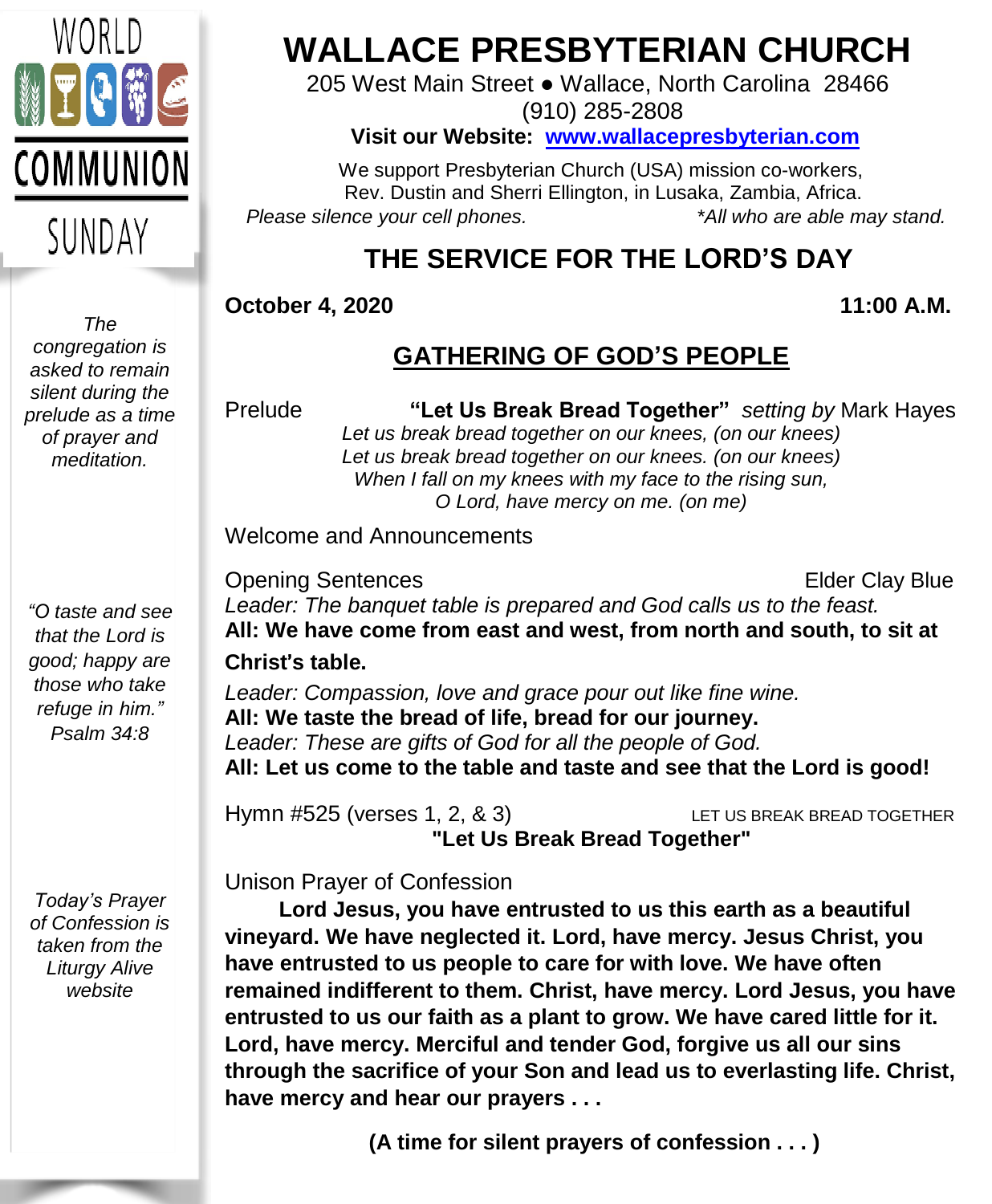WORLD COMMUNION SUNDAY

# WALLACE PRESBYTERIAN CHURCH

205 West Main Street ● Wallace, North Carolina 28466
(910) 285-2808

**Visit our Website: www.wallacepresbyterian.com**

We support Presbyterian Church (USA) mission co-workers,
Rev. Dustin and Sherri Ellington, in Lusaka, Zambia, Africa.

*Please silence your cell phones.* *\*All who are able may stand.*

## THE SERVICE FOR THE LORD'S DAY

**October 4, 2020** **11:00 A.M.**

## GATHERING OF GOD'S PEOPLE

*The congregation is asked to remain silent during the prelude as a time of prayer and meditation.*

Prelude **"Let Us Break Bread Together"** *setting by* Mark Hayes

*Let us break bread together on our knees, (on our knees)*
*Let us break bread together on our knees. (on our knees)*
*When I fall on my knees with my face to the rising sun,*
*O Lord, have mercy on me. (on me)*

Welcome and Announcements

Opening Sentences Elder Clay Blue

*"O taste and see that the Lord is good; happy are those who take refuge in him." Psalm 34:8*

*Leader: The banquet table is prepared and God calls us to the feast.*
**All: We have come from east and west, from north and south, to sit at Christ's table.**
*Leader: Compassion, love and grace pour out like fine wine.*
**All: We taste the bread of life, bread for our journey.**
*Leader: These are gifts of God for all the people of God.*
**All: Let us come to the table and taste and see that the Lord is good!**

Hymn #525 (verses 1, 2, & 3) LET US BREAK BREAD TOGETHER
**"Let Us Break Bread Together"**

Unison Prayer of Confession

*Today's Prayer of Confession is taken from the Liturgy Alive website*

**Lord Jesus, you have entrusted to us this earth as a beautiful vineyard. We have neglected it. Lord, have mercy. Jesus Christ, you have entrusted to us people to care for with love. We have often remained indifferent to them. Christ, have mercy. Lord Jesus, you have entrusted to us our faith as a plant to grow. We have cared little for it. Lord, have mercy. Merciful and tender God, forgive us all our sins through the sacrifice of your Son and lead us to everlasting life. Christ, have mercy and hear our prayers . . .**

**(A time for silent prayers of confession . . . )**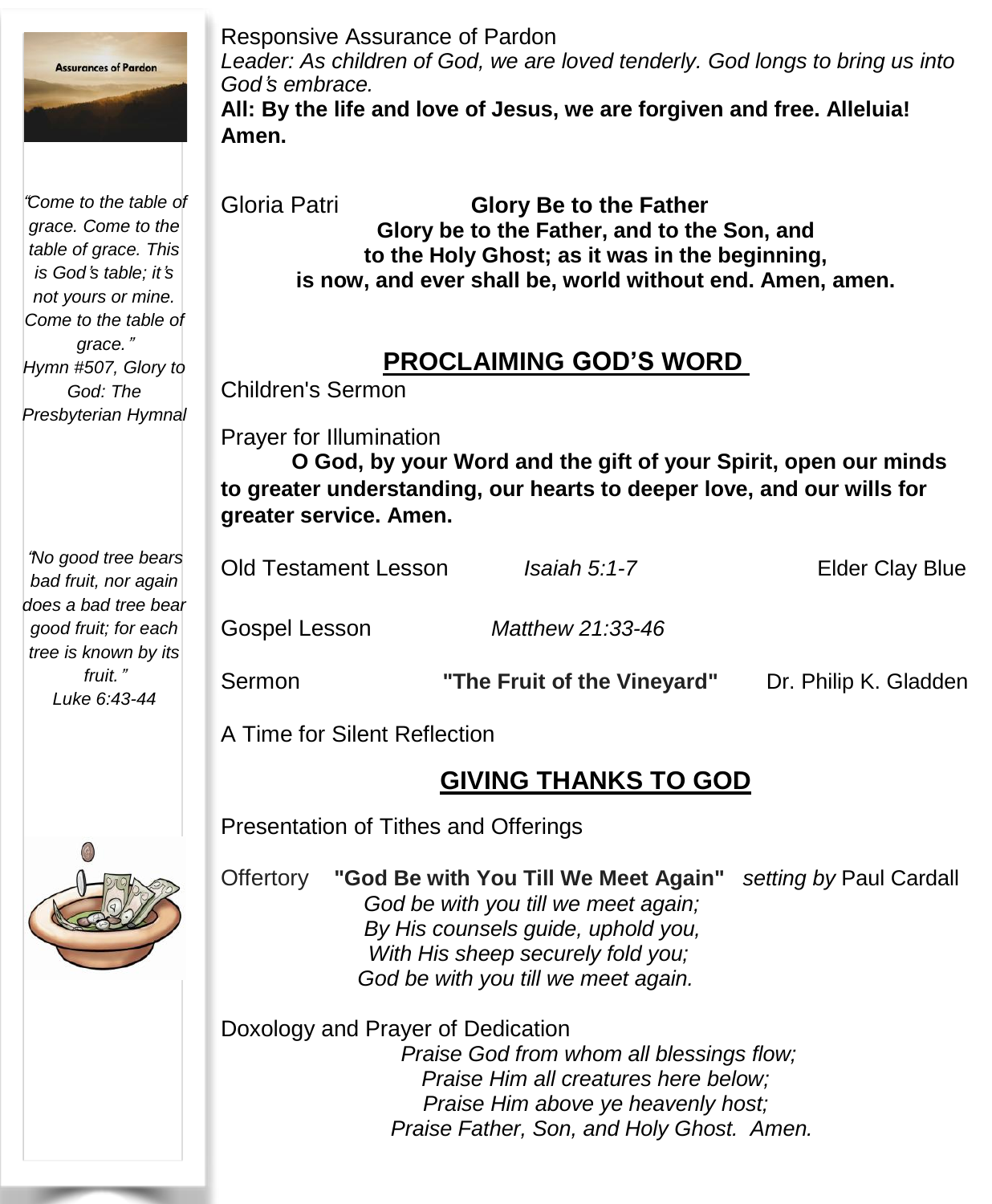Responsive Assurance of Pardon

*Leader: As children of God, we are loved tenderly. God longs to bring us into God's embrace.*

**All: By the life and love of Jesus, we are forgiven and free. Alleluia! Amen.**

Gloria Patri **Glory Be to the Father**

**Glory be to the Father, and to the Son, and**
**to the Holy Ghost; as it was in the beginning,**
**is now, and ever shall be, world without end. Amen, amen.**

## PROCLAIMING GOD'S WORD

Children's Sermon

Prayer for Illumination

**O God, by your Word and the gift of your Spirit, open our minds to greater understanding, our hearts to deeper love, and our wills for greater service. Amen.**

Old Testament Lesson *Isaiah 5:1-7* Elder Clay Blue

Gospel Lesson *Matthew 21:33-46*

Sermon **"The Fruit of the Vineyard"** Dr. Philip K. Gladden

A Time for Silent Reflection

## GIVING THANKS TO GOD

Presentation of Tithes and Offerings

Offertory **"God Be with You Till We Meet Again"** *setting by* Paul Cardall

*God be with you till we meet again;*
*By His counsels guide, uphold you,*
*With His sheep securely fold you;*
*God be with you till we meet again.*

Doxology and Prayer of Dedication

*Praise God from whom all blessings flow;*
*Praise Him all creatures here below;*
*Praise Him above ye heavenly host;*
*Praise Father, Son, and Holy Ghost. Amen.*

Assurances of Pardon

*"Come to the table of grace. Come to the table of grace. This is God's table; it's not yours or mine. Come to the table of grace."*
*Hymn #507, Glory to God: The Presbyterian Hymnal*

*"No good tree bears bad fruit, nor again does a bad tree bear good fruit; for each tree is known by its fruit."*
*Luke 6:43-44*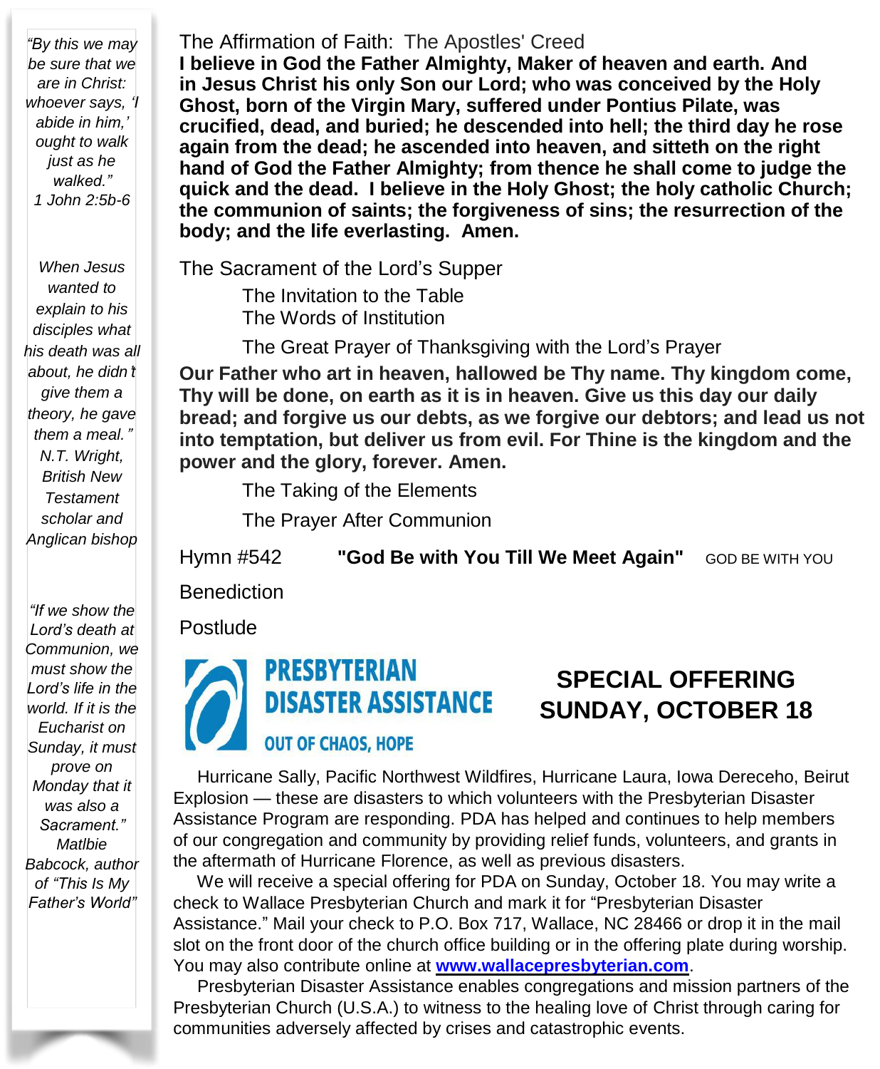The Affirmation of Faith: The Apostles' Creed

**I believe in God the Father Almighty, Maker of heaven and earth. And in Jesus Christ his only Son our Lord; who was conceived by the Holy Ghost, born of the Virgin Mary, suffered under Pontius Pilate, was crucified, dead, and buried; he descended into hell; the third day he rose again from the dead; he ascended into heaven, and sitteth on the right hand of God the Father Almighty; from thence he shall come to judge the quick and the dead. I believe in the Holy Ghost; the holy catholic Church; the communion of saints; the forgiveness of sins; the resurrection of the body; and the life everlasting. Amen.**

The Sacrament of the Lord's Supper

The Invitation to the Table

The Words of Institution

The Great Prayer of Thanksgiving with the Lord's Prayer

**Our Father who art in heaven, hallowed be Thy name. Thy kingdom come, Thy will be done, on earth as it is in heaven. Give us this day our daily bread; and forgive us our debts, as we forgive our debtors; and lead us not into temptation, but deliver us from evil. For Thine is the kingdom and the power and the glory, forever. Amen.**

The Taking of the Elements

The Prayer After Communion

Hymn #542 **"God Be with You Till We Meet Again"** GOD BE WITH YOU

Benediction

Postlude

**PRESBYTERIAN DISASTER ASSISTANCE**

**OUT OF CHAOS, HOPE**

## SPECIAL OFFERING SUNDAY, OCTOBER 18

Hurricane Sally, Pacific Northwest Wildfires, Hurricane Laura, Iowa Dereceho, Beirut Explosion — these are disasters to which volunteers with the Presbyterian Disaster Assistance Program are responding. PDA has helped and continues to help members of our congregation and community by providing relief funds, volunteers, and grants in the aftermath of Hurricane Florence, as well as previous disasters.

We will receive a special offering for PDA on Sunday, October 18. You may write a check to Wallace Presbyterian Church and mark it for "Presbyterian Disaster Assistance." Mail your check to P.O. Box 717, Wallace, NC 28466 or drop it in the mail slot on the front door of the church office building or in the offering plate during worship. You may also contribute online at **www.wallacepresbyterian.com**.

Presbyterian Disaster Assistance enables congregations and mission partners of the Presbyterian Church (U.S.A.) to witness to the healing love of Christ through caring for communities adversely affected by crises and catastrophic events.

*"By this we may be sure that we are in Christ: whoever says, 'I abide in him,' ought to walk just as he walked."*
*1 John 2:5b-6*

*When Jesus wanted to explain to his disciples what his death was all about, he didn't give them a theory, he gave them a meal." N.T. Wright, British New Testament scholar and Anglican bishop*

*"If we show the Lord's death at Communion, we must show the Lord's life in the world. If it is the Eucharist on Sunday, it must prove on Monday that it was also a Sacrament." Matlbie Babcock, author of "This Is My Father's World"*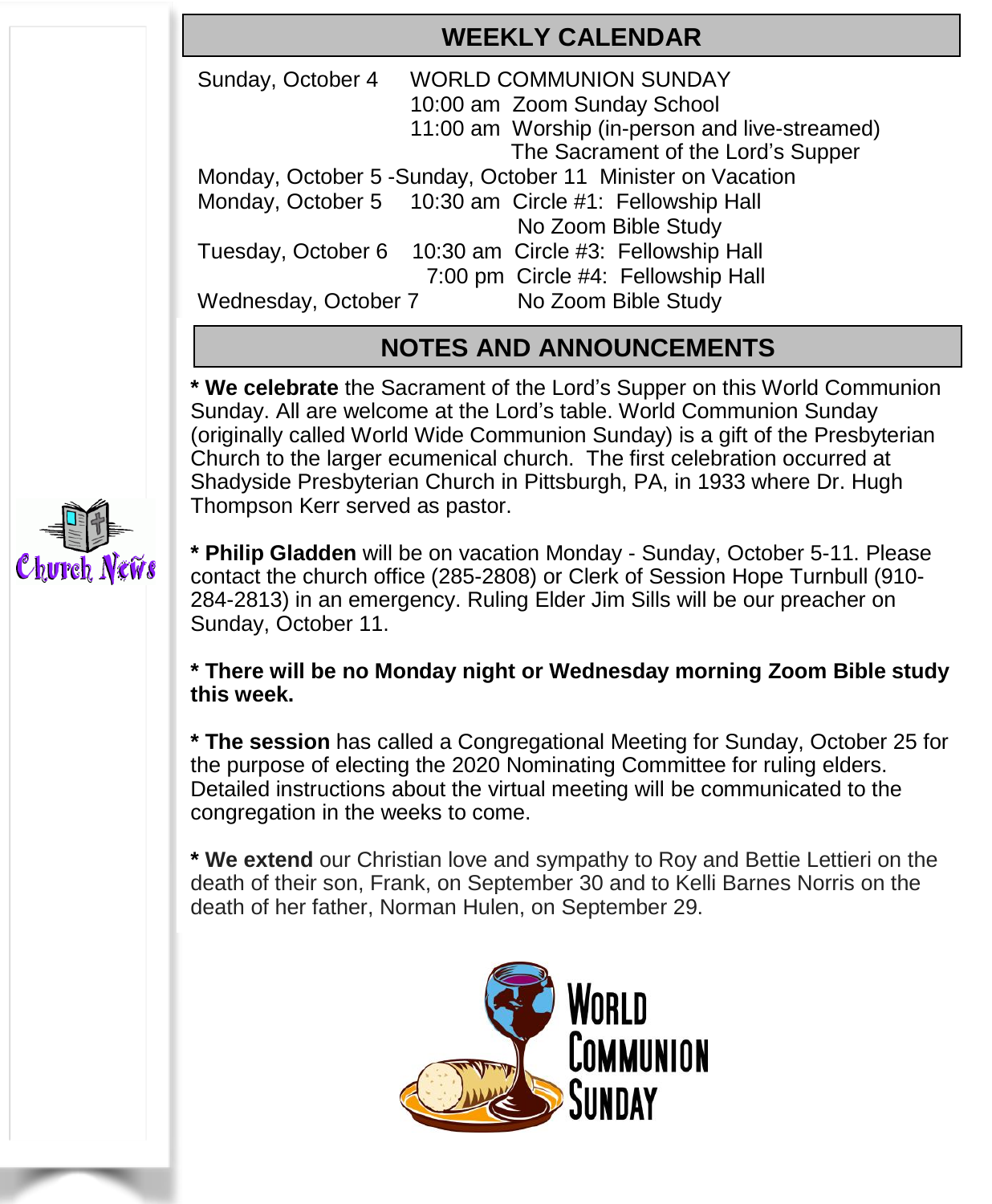## WEEKLY CALENDAR

| | | |
|---|---|---|
| Sunday, October 4 | | WORLD COMMUNION SUNDAY |
| | 10:00 am | Zoom Sunday School |
| | 11:00 am | Worship (in-person and live-streamed) The Sacrament of the Lord's Supper |
| Monday, October 5 -Sunday, October 11 | | Minister on Vacation |
| Monday, October 5 | 10:30 am | Circle #1: Fellowship Hall |
| | | No Zoom Bible Study |
| Tuesday, October 6 | 10:30 am | Circle #3: Fellowship Hall |
| | 7:00 pm | Circle #4: Fellowship Hall |
| Wednesday, October 7 | | No Zoom Bible Study |

## NOTES AND ANNOUNCEMENTS

Church News

* **We celebrate** the Sacrament of the Lord's Supper on this World Communion Sunday. All are welcome at the Lord's table. World Communion Sunday (originally called World Wide Communion Sunday) is a gift of the Presbyterian Church to the larger ecumenical church. The first celebration occurred at Shadyside Presbyterian Church in Pittsburgh, PA, in 1933 where Dr. Hugh Thompson Kerr served as pastor.

* **Philip Gladden** will be on vacation Monday - Sunday, October 5-11. Please contact the church office (285-2808) or Clerk of Session Hope Turnbull (910-284-2813) in an emergency. Ruling Elder Jim Sills will be our preacher on Sunday, October 11.

* **There will be no Monday night or Wednesday morning Zoom Bible study this week.**

* **The session** has called a Congregational Meeting for Sunday, October 25 for the purpose of electing the 2020 Nominating Committee for ruling elders. Detailed instructions about the virtual meeting will be communicated to the congregation in the weeks to come.

* **We extend** our Christian love and sympathy to Roy and Bettie Lettieri on the death of their son, Frank, on September 30 and to Kelli Barnes Norris on the death of her father, Norman Hulen, on September 29.

WORLD COMMUNION SUNDAY